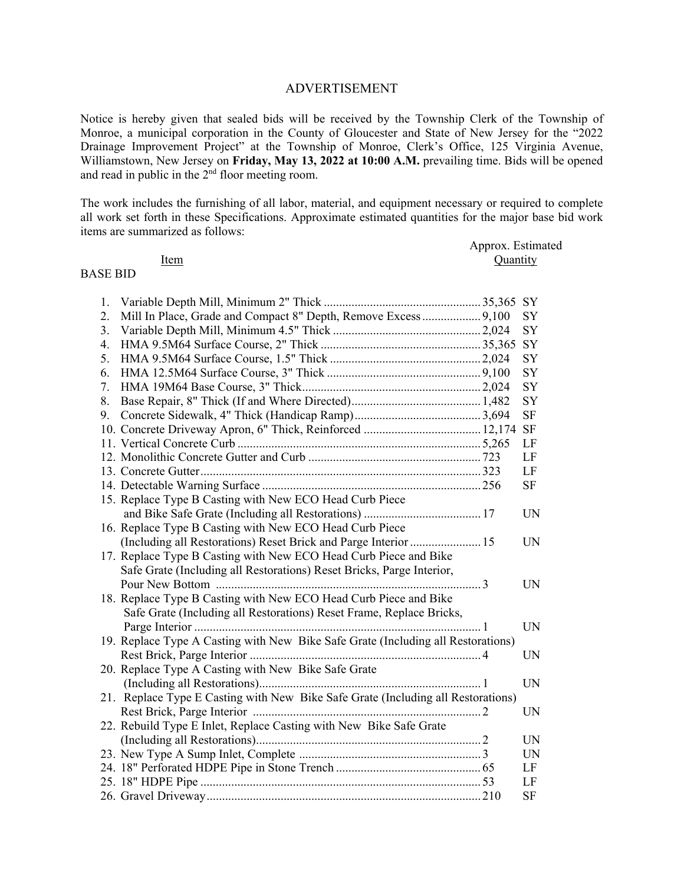# ADVERTISEMENT

Notice is hereby given that sealed bids will be received by the Township Clerk of the Township of Monroe, a municipal corporation in the County of Gloucester and State of New Jersey for the "2022 Drainage Improvement Project" at the Township of Monroe, Clerk's Office, 125 Virginia Avenue, Williamstown, New Jersey on **Friday, May 13, 2022 at 10:00 A.M.** prevailing time. Bids will be opened and read in public in the 2nd floor meeting room.

The work includes the furnishing of all labor, material, and equipment necessary or required to complete all work set forth in these Specifications. Approximate estimated quantities for the major base bid work items are summarized as follows:

| | Item | Approx. Estimated Quantity | |
|---|---|---|---|
| **BASE BID** | | | |
| 1. | Variable Depth Mill, Minimum 2" Thick | 35,365 | SY |
| 2. | Mill In Place, Grade and Compact 8" Depth, Remove Excess | 9,100 | SY |
| 3. | Variable Depth Mill, Minimum 4.5" Thick | 2,024 | SY |
| 4. | HMA 9.5M64 Surface Course, 2" Thick | 35,365 | SY |
| 5. | HMA 9.5M64 Surface Course, 1.5" Thick | 2,024 | SY |
| 6. | HMA 12.5M64 Surface Course, 3" Thick | 9,100 | SY |
| 7. | HMA 19M64 Base Course, 3" Thick | 2,024 | SY |
| 8. | Base Repair, 8" Thick (If and Where Directed) | 1,482 | SY |
| 9. | Concrete Sidewalk, 4" Thick (Handicap Ramp) | 3,694 | SF |
| 10. | Concrete Driveway Apron, 6" Thick, Reinforced | 12,174 | SF |
| 11. | Vertical Concrete Curb | 5,265 | LF |
| 12. | Monolithic Concrete Gutter and Curb | 723 | LF |
| 13. | Concrete Gutter | 323 | LF |
| 14. | Detectable Warning Surface | 256 | SF |
| 15. | Replace Type B Casting with New ECO Head Curb Piece and Bike Safe Grate (Including all Restorations) | 17 | UN |
| 16. | Replace Type B Casting with New ECO Head Curb Piece (Including all Restorations) Reset Brick and Parge Interior | 15 | UN |
| 17. | Replace Type B Casting with New ECO Head Curb Piece and Bike Safe Grate (Including all Restorations) Reset Bricks, Parge Interior, Pour New Bottom | 3 | UN |
| 18. | Replace Type B Casting with New ECO Head Curb Piece and Bike Safe Grate (Including all Restorations) Reset Frame, Replace Bricks, Parge Interior | 1 | UN |
| 19. | Replace Type A Casting with New Bike Safe Grate (Including all Restorations) Rest Brick, Parge Interior | 4 | UN |
| 20. | Replace Type A Casting with New Bike Safe Grate (Including all Restorations) | 1 | UN |
| 21. | Replace Type E Casting with New Bike Safe Grate (Including all Restorations) Rest Brick, Parge Interior | 2 | UN |
| 22. | Rebuild Type E Inlet, Replace Casting with New Bike Safe Grate (Including all Restorations) | 2 | UN |
| 23. | New Type A Sump Inlet, Complete | 3 | UN |
| 24. | 18" Perforated HDPE Pipe in Stone Trench | 65 | LF |
| 25. | 18" HDPE Pipe | 53 | LF |
| 26. | Gravel Driveway | 210 | SF |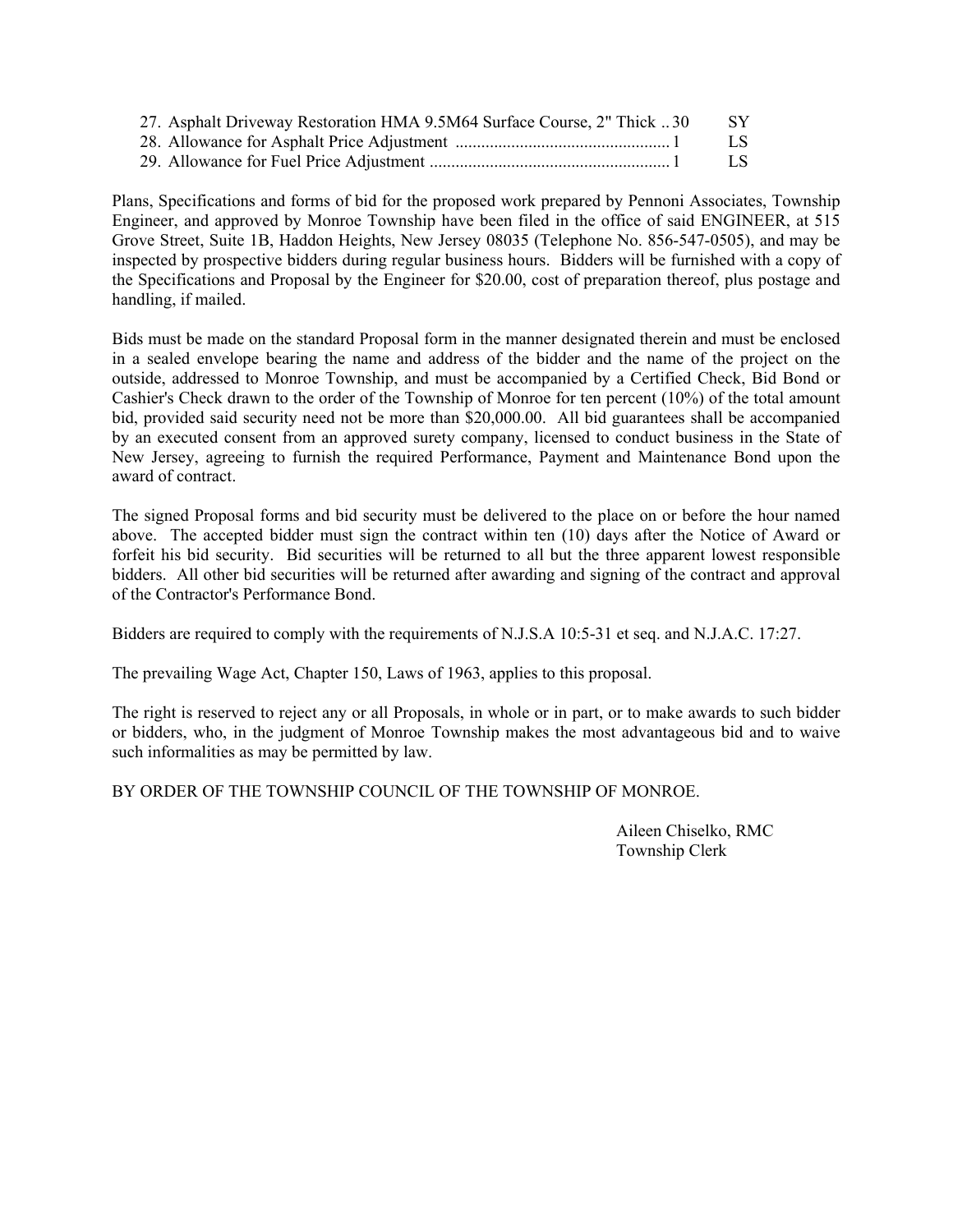27. Asphalt Driveway Restoration HMA 9.5M64 Surface Course, 2" Thick .. 30 SY
28. Allowance for Asphalt Price Adjustment ................................................. 1 LS
29. Allowance for Fuel Price Adjustment ....................................................... 1 LS

Plans, Specifications and forms of bid for the proposed work prepared by Pennoni Associates, Township Engineer, and approved by Monroe Township have been filed in the office of said ENGINEER, at 515 Grove Street, Suite 1B, Haddon Heights, New Jersey 08035 (Telephone No. 856-547-0505), and may be inspected by prospective bidders during regular business hours. Bidders will be furnished with a copy of the Specifications and Proposal by the Engineer for $20.00, cost of preparation thereof, plus postage and handling, if mailed.

Bids must be made on the standard Proposal form in the manner designated therein and must be enclosed in a sealed envelope bearing the name and address of the bidder and the name of the project on the outside, addressed to Monroe Township, and must be accompanied by a Certified Check, Bid Bond or Cashier's Check drawn to the order of the Township of Monroe for ten percent (10%) of the total amount bid, provided said security need not be more than $20,000.00. All bid guarantees shall be accompanied by an executed consent from an approved surety company, licensed to conduct business in the State of New Jersey, agreeing to furnish the required Performance, Payment and Maintenance Bond upon the award of contract.

The signed Proposal forms and bid security must be delivered to the place on or before the hour named above. The accepted bidder must sign the contract within ten (10) days after the Notice of Award or forfeit his bid security. Bid securities will be returned to all but the three apparent lowest responsible bidders. All other bid securities will be returned after awarding and signing of the contract and approval of the Contractor's Performance Bond.

Bidders are required to comply with the requirements of N.J.S.A 10:5-31 et seq. and N.J.A.C. 17:27.

The prevailing Wage Act, Chapter 150, Laws of 1963, applies to this proposal.

The right is reserved to reject any or all Proposals, in whole or in part, or to make awards to such bidder or bidders, who, in the judgment of Monroe Township makes the most advantageous bid and to waive such informalities as may be permitted by law.

BY ORDER OF THE TOWNSHIP COUNCIL OF THE TOWNSHIP OF MONROE.

Aileen Chiselko, RMC
Township Clerk